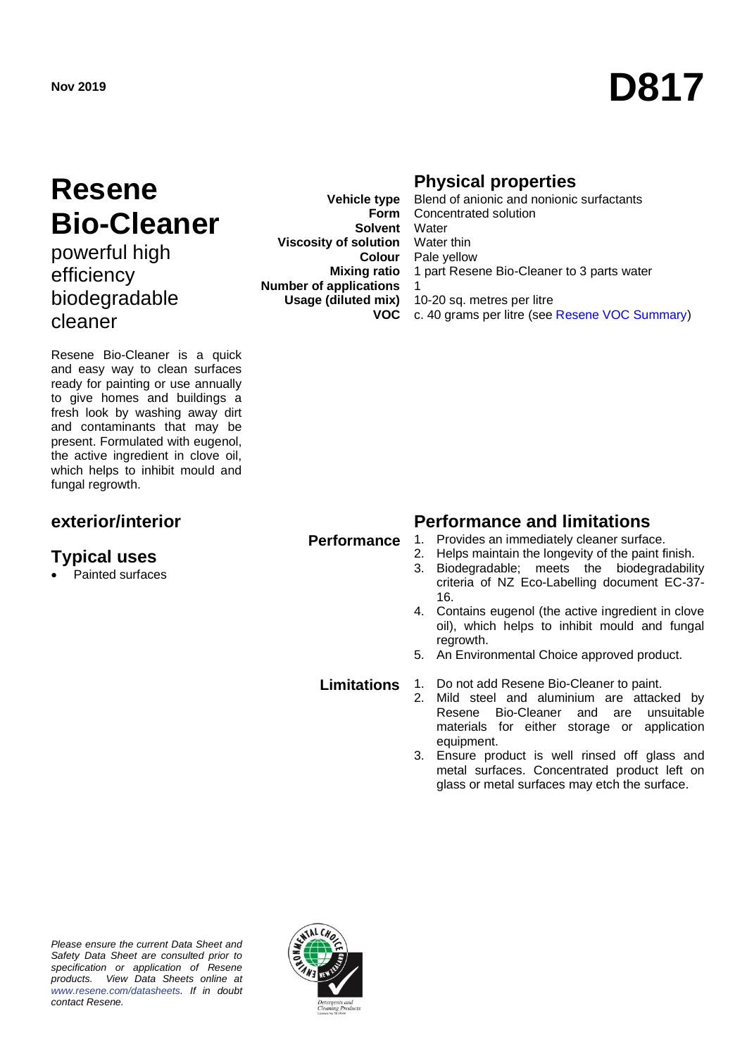Nov 2019

# D817

# Resene Bio-Cleaner

powerful high efficiency biodegradable cleaner

Resene Bio-Cleaner is a quick and easy way to clean surfaces ready for painting or use annually to give homes and buildings a fresh look by washing away dirt and contaminants that may be present. Formulated with eugenol, the active ingredient in clove oil, which helps to inhibit mould and fungal regrowth.

## Physical properties

| | |
|---|---|
| **Vehicle type** | Blend of anionic and nonionic surfactants |
| **Form** | Concentrated solution |
| **Solvent** | Water |
| **Viscosity of solution** | Water thin |
| **Colour** | Pale yellow |
| **Mixing ratio** | 1 part Resene Bio-Cleaner to 3 parts water |
| **Number of applications** | 1 |
| **Usage (diluted mix)** | 10-20 sq. metres per litre |
| **VOC** | c. 40 grams per litre (see Resene VOC Summary) |

## exterior/interior

## Typical uses

- Painted surfaces

## Performance and limitations

### Performance

1. Provides an immediately cleaner surface.
2. Helps maintain the longevity of the paint finish.
3. Biodegradable; meets the biodegradability criteria of NZ Eco-Labelling document EC-37-16.
4. Contains eugenol (the active ingredient in clove oil), which helps to inhibit mould and fungal regrowth.
5. An Environmental Choice approved product.

### Limitations

1. Do not add Resene Bio-Cleaner to paint.
2. Mild steel and aluminium are attacked by Resene Bio-Cleaner and are unsuitable materials for either storage or application equipment.
3. Ensure product is well rinsed off glass and metal surfaces. Concentrated product left on glass or metal surfaces may etch the surface.

*Please ensure the current Data Sheet and Safety Data Sheet are consulted prior to specification or application of Resene products. View Data Sheets online at www.resene.com/datasheets. If in doubt contact Resene.*

Environmental Choice New Zealand – Detergents and Cleaning Products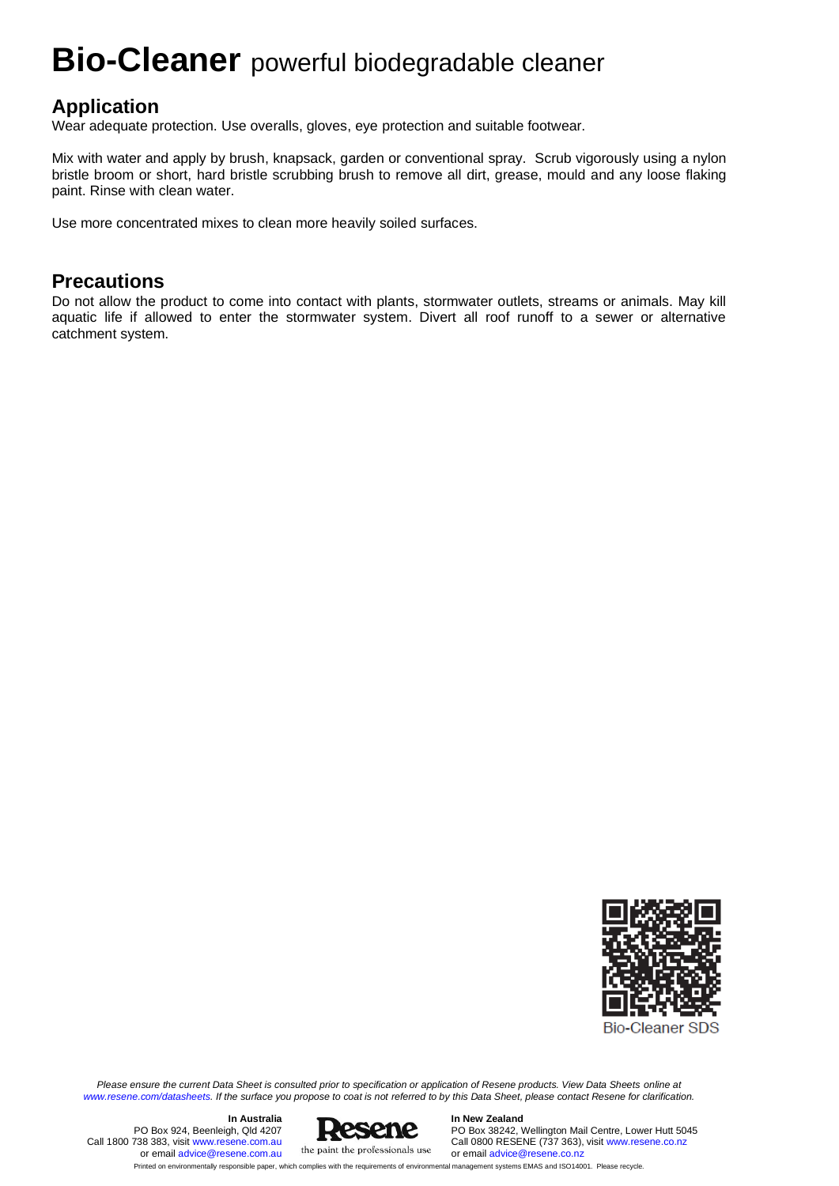# **Bio-Cleaner** powerful biodegradable cleaner

## Application

Wear adequate protection. Use overalls, gloves, eye protection and suitable footwear.

Mix with water and apply by brush, knapsack, garden or conventional spray. Scrub vigorously using a nylon bristle broom or short, hard bristle scrubbing brush to remove all dirt, grease, mould and any loose flaking paint. Rinse with clean water.

Use more concentrated mixes to clean more heavily soiled surfaces.

## Precautions

Do not allow the product to come into contact with plants, stormwater outlets, streams or animals. May kill aquatic life if allowed to enter the stormwater system. Divert all roof runoff to a sewer or alternative catchment system.

Bio-Cleaner SDS

*Please ensure the current Data Sheet is consulted prior to specification or application of Resene products. View Data Sheets online at www.resene.com/datasheets. If the surface you propose to coat is not referred to by this Data Sheet, please contact Resene for clarification.*

**In Australia**
PO Box 924, Beenleigh, Qld 4207
Call 1800 738 383, visit www.resene.com.au
or email advice@resene.com.au

Resene
the paint the professionals use

**In New Zealand**
PO Box 38242, Wellington Mail Centre, Lower Hutt 5045
Call 0800 RESENE (737 363), visit www.resene.co.nz
or email advice@resene.co.nz

Printed on environmentally responsible paper, which complies with the requirements of environmental management systems EMAS and ISO14001. Please recycle.